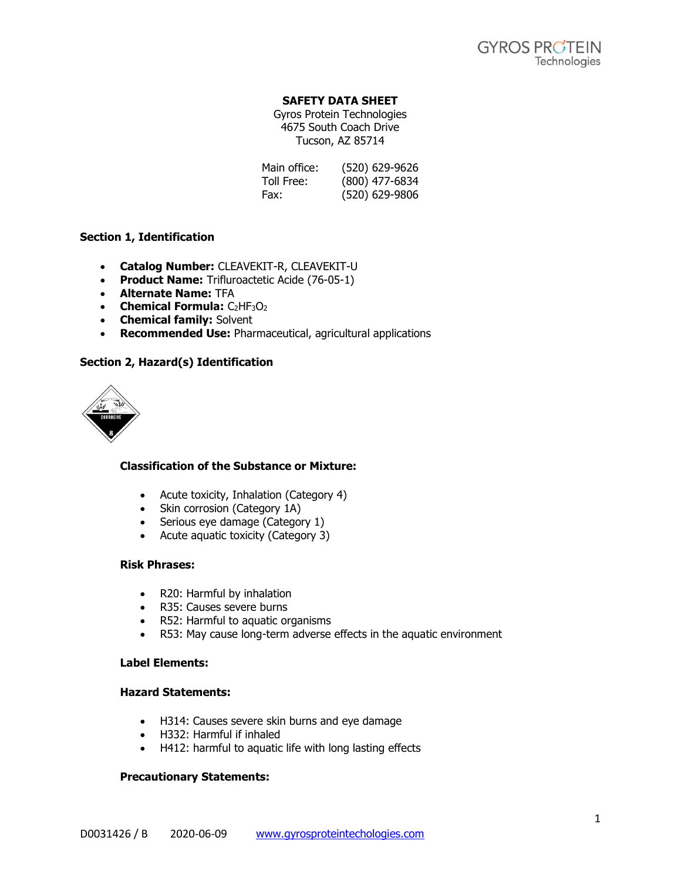GYROS PROTEIN
Technologies

**SAFETY DATA SHEET**
Gyros Protein Technologies
4675 South Coach Drive
Tucson, AZ 85714

| | |
|---|---|
| Main office: | (520) 629-9626 |
| Toll Free: | (800) 477-6834 |
| Fax: | (520) 629-9806 |

## Section 1, Identification

- **Catalog Number:** CLEAVEKIT-R, CLEAVEKIT-U
- **Product Name:** Trifluroactetic Acide (76-05-1)
- **Alternate Name:** TFA
- **Chemical Formula:** $C_2HF_3O_2$
- **Chemical family:** Solvent
- **Recommended Use:** Pharmaceutical, agricultural applications

## Section 2, Hazard(s) Identification

### Classification of the Substance or Mixture:

- Acute toxicity, Inhalation (Category 4)
- Skin corrosion (Category 1A)
- Serious eye damage (Category 1)
- Acute aquatic toxicity (Category 3)

### Risk Phrases:

- R20: Harmful by inhalation
- R35: Causes severe burns
- R52: Harmful to aquatic organisms
- R53: May cause long-term adverse effects in the aquatic environment

### Label Elements:

### Hazard Statements:

- H314: Causes severe skin burns and eye damage
- H332: Harmful if inhaled
- H412: harmful to aquatic life with long lasting effects

### Precautionary Statements: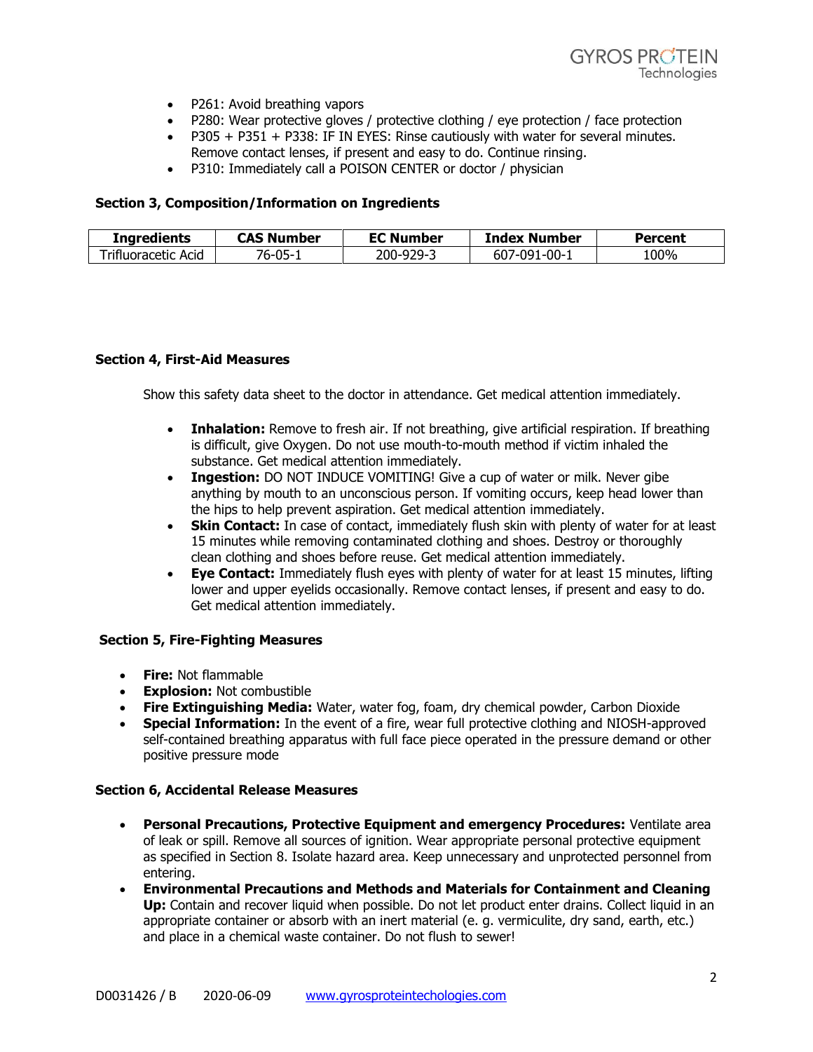- P261: Avoid breathing vapors
- P280: Wear protective gloves / protective clothing / eye protection / face protection
- P305 + P351 + P338: IF IN EYES: Rinse cautiously with water for several minutes. Remove contact lenses, if present and easy to do. Continue rinsing.
- P310: Immediately call a POISON CENTER or doctor / physician

**Section 3, Composition/Information on Ingredients**

| Ingredients | CAS Number | EC Number | Index Number | Percent |
|---|---|---|---|---|
| Trifluoracetic Acid | 76-05-1 | 200-929-3 | 607-091-00-1 | 100% |

**Section 4, First-Aid Measures**

Show this safety data sheet to the doctor in attendance. Get medical attention immediately.

- **Inhalation:** Remove to fresh air. If not breathing, give artificial respiration. If breathing is difficult, give Oxygen. Do not use mouth-to-mouth method if victim inhaled the substance. Get medical attention immediately.
- **Ingestion:** DO NOT INDUCE VOMITING! Give a cup of water or milk. Never gibe anything by mouth to an unconscious person. If vomiting occurs, keep head lower than the hips to help prevent aspiration. Get medical attention immediately.
- **Skin Contact:** In case of contact, immediately flush skin with plenty of water for at least 15 minutes while removing contaminated clothing and shoes. Destroy or thoroughly clean clothing and shoes before reuse. Get medical attention immediately.
- **Eye Contact:** Immediately flush eyes with plenty of water for at least 15 minutes, lifting lower and upper eyelids occasionally. Remove contact lenses, if present and easy to do. Get medical attention immediately.

**Section 5, Fire-Fighting Measures**

- **Fire:** Not flammable
- **Explosion:** Not combustible
- **Fire Extinguishing Media:** Water, water fog, foam, dry chemical powder, Carbon Dioxide
- **Special Information:** In the event of a fire, wear full protective clothing and NIOSH-approved self-contained breathing apparatus with full face piece operated in the pressure demand or other positive pressure mode

**Section 6, Accidental Release Measures**

- **Personal Precautions, Protective Equipment and emergency Procedures:** Ventilate area of leak or spill. Remove all sources of ignition. Wear appropriate personal protective equipment as specified in Section 8. Isolate hazard area. Keep unnecessary and unprotected personnel from entering.
- **Environmental Precautions and Methods and Materials for Containment and Cleaning Up:** Contain and recover liquid when possible. Do not let product enter drains. Collect liquid in an appropriate container or absorb with an inert material (e. g. vermiculite, dry sand, earth, etc.) and place in a chemical waste container. Do not flush to sewer!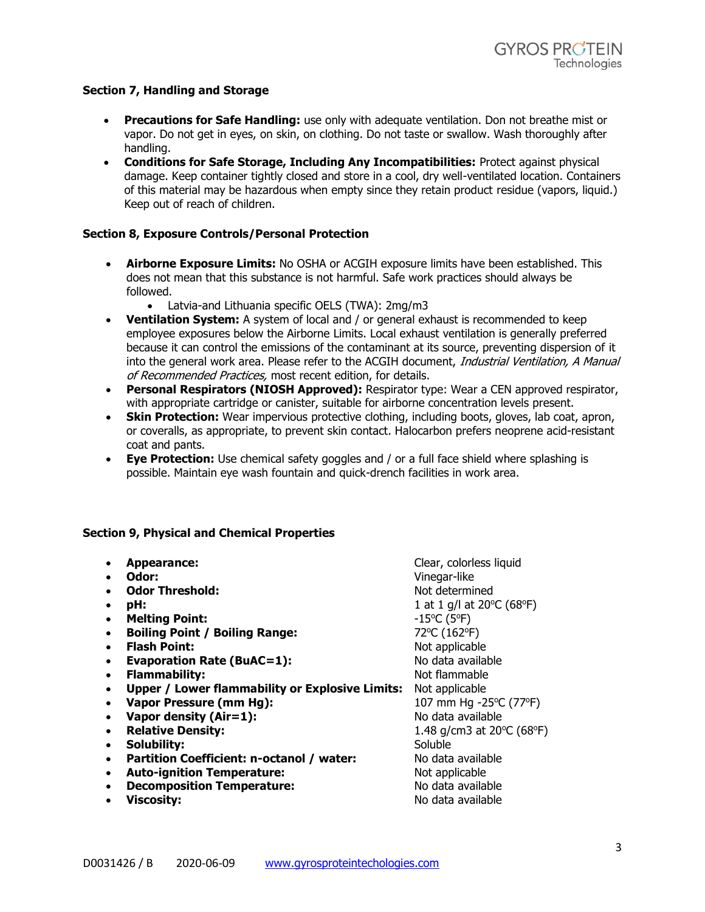### Section 7, Handling and Storage

- **Precautions for Safe Handling:** use only with adequate ventilation. Don not breathe mist or vapor. Do not get in eyes, on skin, on clothing. Do not taste or swallow. Wash thoroughly after handling.
- **Conditions for Safe Storage, Including Any Incompatibilities:** Protect against physical damage. Keep container tightly closed and store in a cool, dry well-ventilated location. Containers of this material may be hazardous when empty since they retain product residue (vapors, liquid.) Keep out of reach of children.

### Section 8, Exposure Controls/Personal Protection

- **Airborne Exposure Limits:** No OSHA or ACGIH exposure limits have been established. This does not mean that this substance is not harmful. Safe work practices should always be followed.
  - Latvia-and Lithuania specific OELS (TWA): 2mg/m3
- **Ventilation System:** A system of local and / or general exhaust is recommended to keep employee exposures below the Airborne Limits. Local exhaust ventilation is generally preferred because it can control the emissions of the contaminant at its source, preventing dispersion of it into the general work area. Please refer to the ACGIH document, *Industrial Ventilation, A Manual of Recommended Practices,* most recent edition, for details.
- **Personal Respirators (NIOSH Approved):** Respirator type: Wear a CEN approved respirator, with appropriate cartridge or canister, suitable for airborne concentration levels present.
- **Skin Protection:** Wear impervious protective clothing, including boots, gloves, lab coat, apron, or coveralls, as appropriate, to prevent skin contact. Halocarbon prefers neoprene acid-resistant coat and pants.
- **Eye Protection:** Use chemical safety goggles and / or a full face shield where splashing is possible. Maintain eye wash fountain and quick-drench facilities in work area.

### Section 9, Physical and Chemical Properties

- **Appearance:** Clear, colorless liquid
- **Odor:** Vinegar-like
- **Odor Threshold:** Not determined
- **pH:** 1 at 1 g/l at 20°C (68°F)
- **Melting Point:** -15°C (5°F)
- **Boiling Point / Boiling Range:** 72°C (162°F)
- **Flash Point:** Not applicable
- **Evaporation Rate (BuAC=1):** No data available
- **Flammability:** Not flammable
- **Upper / Lower flammability or Explosive Limits:** Not applicable
- **Vapor Pressure (mm Hg):** 107 mm Hg -25°C (77°F)
- **Vapor density (Air=1):** No data available
- **Relative Density:** 1.48 g/cm3 at 20°C (68°F)
- **Solubility:** Soluble
- **Partition Coefficient: n-octanol / water:** No data available
- **Auto-ignition Temperature:** Not applicable
- **Decomposition Temperature:** No data available
- **Viscosity:** No data available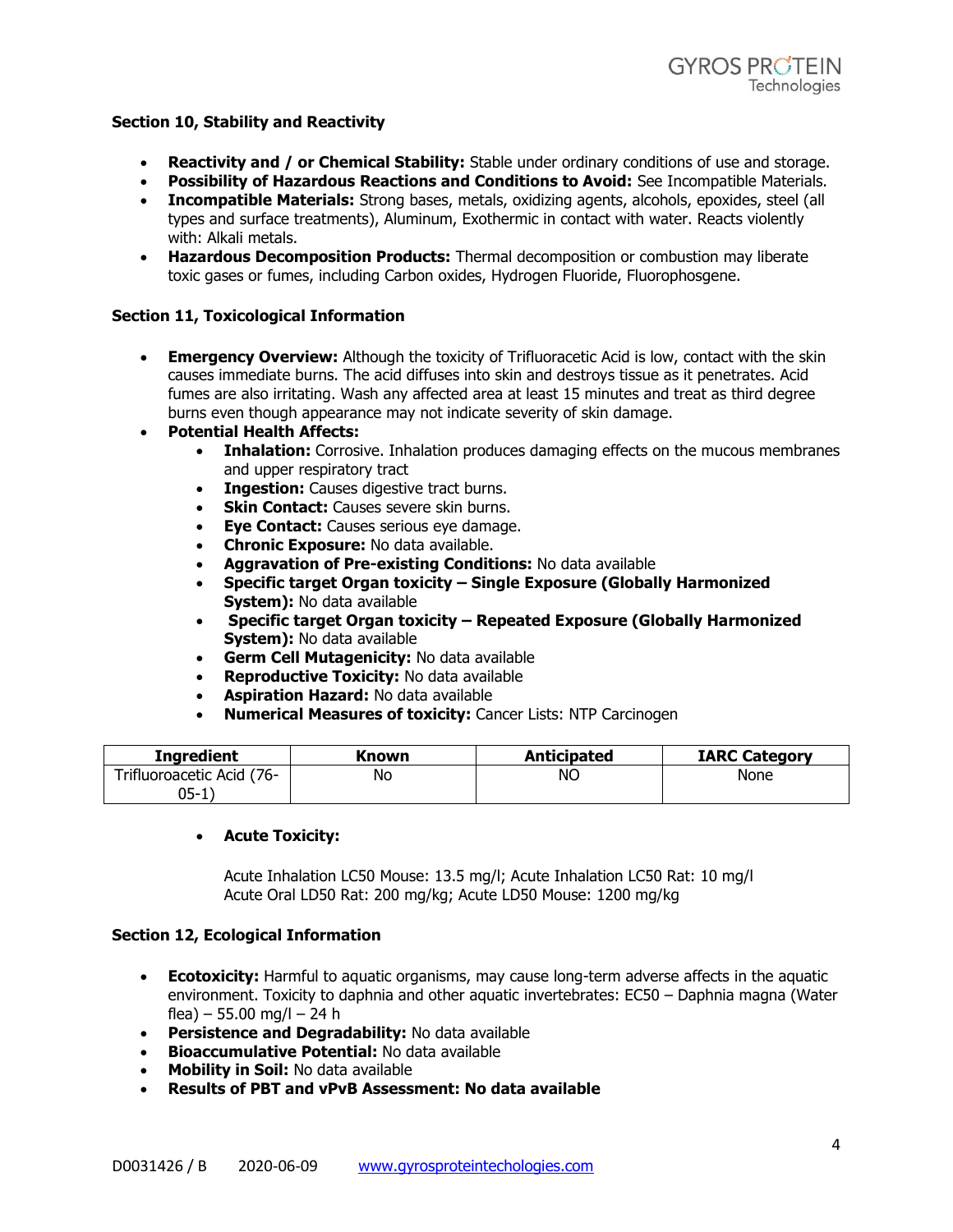### Section 10, Stability and Reactivity

- **Reactivity and / or Chemical Stability:** Stable under ordinary conditions of use and storage.
- **Possibility of Hazardous Reactions and Conditions to Avoid:** See Incompatible Materials.
- **Incompatible Materials:** Strong bases, metals, oxidizing agents, alcohols, epoxides, steel (all types and surface treatments), Aluminum, Exothermic in contact with water. Reacts violently with: Alkali metals.
- **Hazardous Decomposition Products:** Thermal decomposition or combustion may liberate toxic gases or fumes, including Carbon oxides, Hydrogen Fluoride, Fluorophosgene.

### Section 11, Toxicological Information

- **Emergency Overview:** Although the toxicity of Trifluoracetic Acid is low, contact with the skin causes immediate burns. The acid diffuses into skin and destroys tissue as it penetrates. Acid fumes are also irritating. Wash any affected area at least 15 minutes and treat as third degree burns even though appearance may not indicate severity of skin damage.
- **Potential Health Affects:**
  - **Inhalation:** Corrosive. Inhalation produces damaging effects on the mucous membranes and upper respiratory tract
  - **Ingestion:** Causes digestive tract burns.
  - **Skin Contact:** Causes severe skin burns.
  - **Eye Contact:** Causes serious eye damage.
  - **Chronic Exposure:** No data available.
  - **Aggravation of Pre-existing Conditions:** No data available
  - **Specific target Organ toxicity – Single Exposure (Globally Harmonized System):** No data available
  - **Specific target Organ toxicity – Repeated Exposure (Globally Harmonized System):** No data available
  - **Germ Cell Mutagenicity:** No data available
  - **Reproductive Toxicity:** No data available
  - **Aspiration Hazard:** No data available
  - **Numerical Measures of toxicity:** Cancer Lists: NTP Carcinogen

| Ingredient | Known | Anticipated | IARC Category |
|---|---|---|---|
| Trifluoroacetic Acid (76-05-1) | No | NO | None |

  - **Acute Toxicity:**

    Acute Inhalation LC50 Mouse: 13.5 mg/l; Acute Inhalation LC50 Rat: 10 mg/l
    Acute Oral LD50 Rat: 200 mg/kg; Acute LD50 Mouse: 1200 mg/kg

### Section 12, Ecological Information

- **Ecotoxicity:** Harmful to aquatic organisms, may cause long-term adverse affects in the aquatic environment. Toxicity to daphnia and other aquatic invertebrates: EC50 – Daphnia magna (Water flea) – 55.00 mg/l – 24 h
- **Persistence and Degradability:** No data available
- **Bioaccumulative Potential:** No data available
- **Mobility in Soil:** No data available
- **Results of PBT and vPvB Assessment: No data available**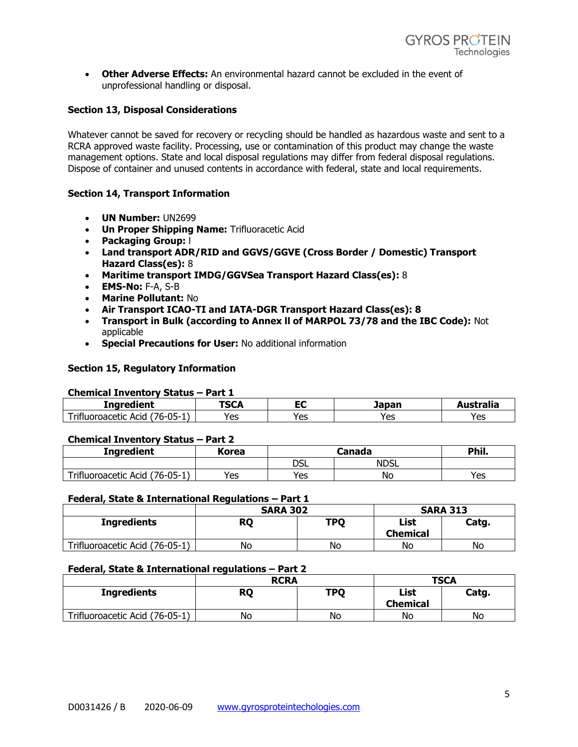- **Other Adverse Effects:** An environmental hazard cannot be excluded in the event of unprofessional handling or disposal.

### Section 13, Disposal Considerations

Whatever cannot be saved for recovery or recycling should be handled as hazardous waste and sent to a RCRA approved waste facility. Processing, use or contamination of this product may change the waste management options. State and local disposal regulations may differ from federal disposal regulations. Dispose of container and unused contents in accordance with federal, state and local requirements.

### Section 14, Transport Information

- **UN Number:** UN2699
- **Un Proper Shipping Name:** Trifluoracetic Acid
- **Packaging Group:** I
- **Land transport ADR/RID and GGVS/GGVE (Cross Border / Domestic) Transport Hazard Class(es):** 8
- **Maritime transport IMDG/GGVSea Transport Hazard Class(es):** 8
- **EMS-No:** F-A, S-B
- **Marine Pollutant:** No
- **Air Transport ICAO-TI and IATA-DGR Transport Hazard Class(es): 8**
- **Transport in Bulk (according to Annex II of MARPOL 73/78 and the IBC Code):** Not applicable
- **Special Precautions for User:** No additional information

### Section 15, Regulatory Information

**Chemical Inventory Status – Part 1**

| Ingredient | TSCA | EC | Japan | Australia |
|---|---|---|---|---|
| Trifluoroacetic Acid (76-05-1) | Yes | Yes | Yes | Yes |

**Chemical Inventory Status – Part 2**

| Ingredient | Korea | Canada | | Phil. |
|---|---|---|---|---|
| | | DSL | NDSL | |
| Trifluoroacetic Acid (76-05-1) | Yes | Yes | No | Yes |

**Federal, State & International Regulations – Part 1**

| | SARA 302 | | SARA 313 | |
|---|---|---|---|---|
| Ingredients | RQ | TPQ | List Chemical | Catg. |
| Trifluoroacetic Acid (76-05-1) | No | No | No | No |

**Federal, State & International regulations – Part 2**

| | RCRA | | TSCA | |
|---|---|---|---|---|
| Ingredients | RQ | TPQ | List Chemical | Catg. |
| Trifluoroacetic Acid (76-05-1) | No | No | No | No |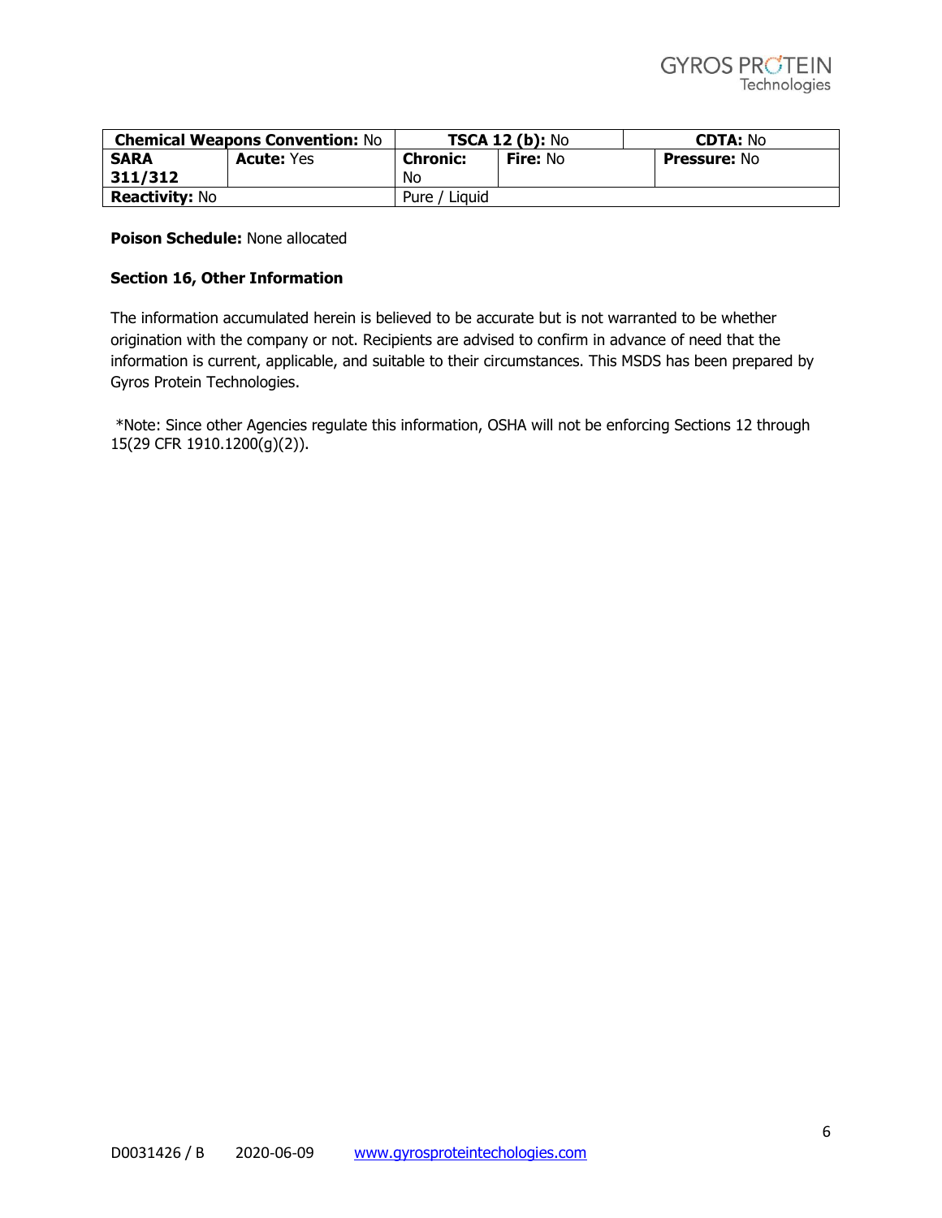| | | | | | |
|---|---|---|---|---|---|
| **Chemical Weapons Convention:** No | | **TSCA 12 (b):** No | | **CDTA:** No | |
| **SARA 311/312** | **Acute:** Yes | **Chronic:** No | **Fire:** No | | **Pressure:** No |
| **Reactivity:** No | | Pure / Liquid | | | |

**Poison Schedule:** None allocated

**Section 16, Other Information**

The information accumulated herein is believed to be accurate but is not warranted to be whether origination with the company or not. Recipients are advised to confirm in advance of need that the information is current, applicable, and suitable to their circumstances. This MSDS has been prepared by Gyros Protein Technologies.

*Note: Since other Agencies regulate this information, OSHA will not be enforcing Sections 12 through 15(29 CFR 1910.1200(g)(2)).